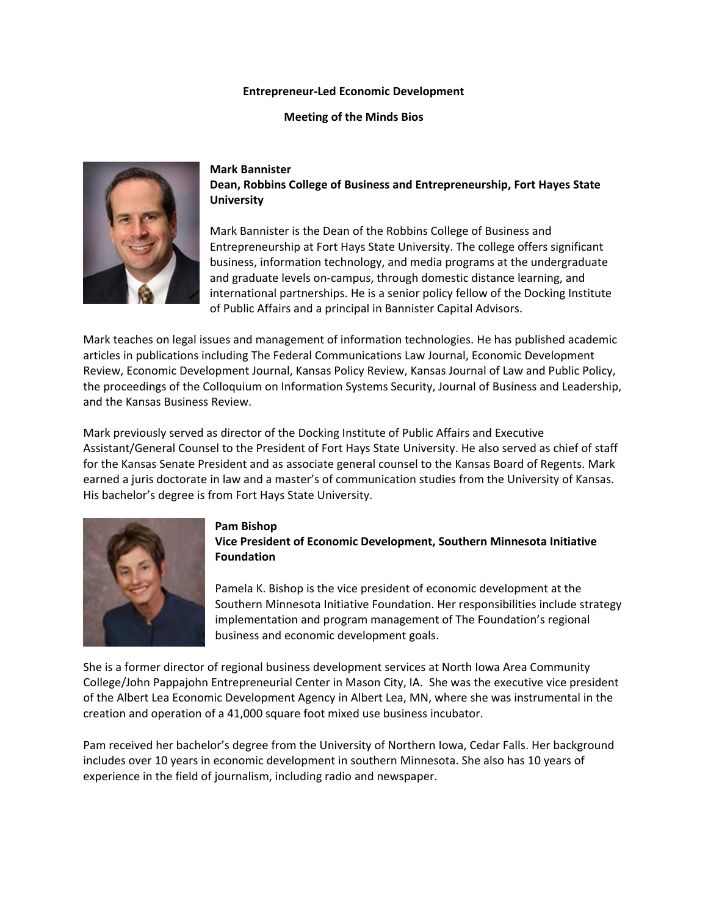# Entrepreneur-Led Economic Development

## Meeting of the Minds Bios

**Mark Bannister**
**Dean, Robbins College of Business and Entrepreneurship, Fort Hayes State University**

Mark Bannister is the Dean of the Robbins College of Business and Entrepreneurship at Fort Hays State University. The college offers significant business, information technology, and media programs at the undergraduate and graduate levels on-campus, through domestic distance learning, and international partnerships. He is a senior policy fellow of the Docking Institute of Public Affairs and a principal in Bannister Capital Advisors.

Mark teaches on legal issues and management of information technologies. He has published academic articles in publications including The Federal Communications Law Journal, Economic Development Review, Economic Development Journal, Kansas Policy Review, Kansas Journal of Law and Public Policy, the proceedings of the Colloquium on Information Systems Security, Journal of Business and Leadership, and the Kansas Business Review.

Mark previously served as director of the Docking Institute of Public Affairs and Executive Assistant/General Counsel to the President of Fort Hays State University. He also served as chief of staff for the Kansas Senate President and as associate general counsel to the Kansas Board of Regents. Mark earned a juris doctorate in law and a master's of communication studies from the University of Kansas. His bachelor's degree is from Fort Hays State University.

**Pam Bishop**
**Vice President of Economic Development, Southern Minnesota Initiative Foundation**

Pamela K. Bishop is the vice president of economic development at the Southern Minnesota Initiative Foundation. Her responsibilities include strategy implementation and program management of The Foundation's regional business and economic development goals.

She is a former director of regional business development services at North Iowa Area Community College/John Pappajohn Entrepreneurial Center in Mason City, IA. She was the executive vice president of the Albert Lea Economic Development Agency in Albert Lea, MN, where she was instrumental in the creation and operation of a 41,000 square foot mixed use business incubator.

Pam received her bachelor's degree from the University of Northern Iowa, Cedar Falls. Her background includes over 10 years in economic development in southern Minnesota. She also has 10 years of experience in the field of journalism, including radio and newspaper.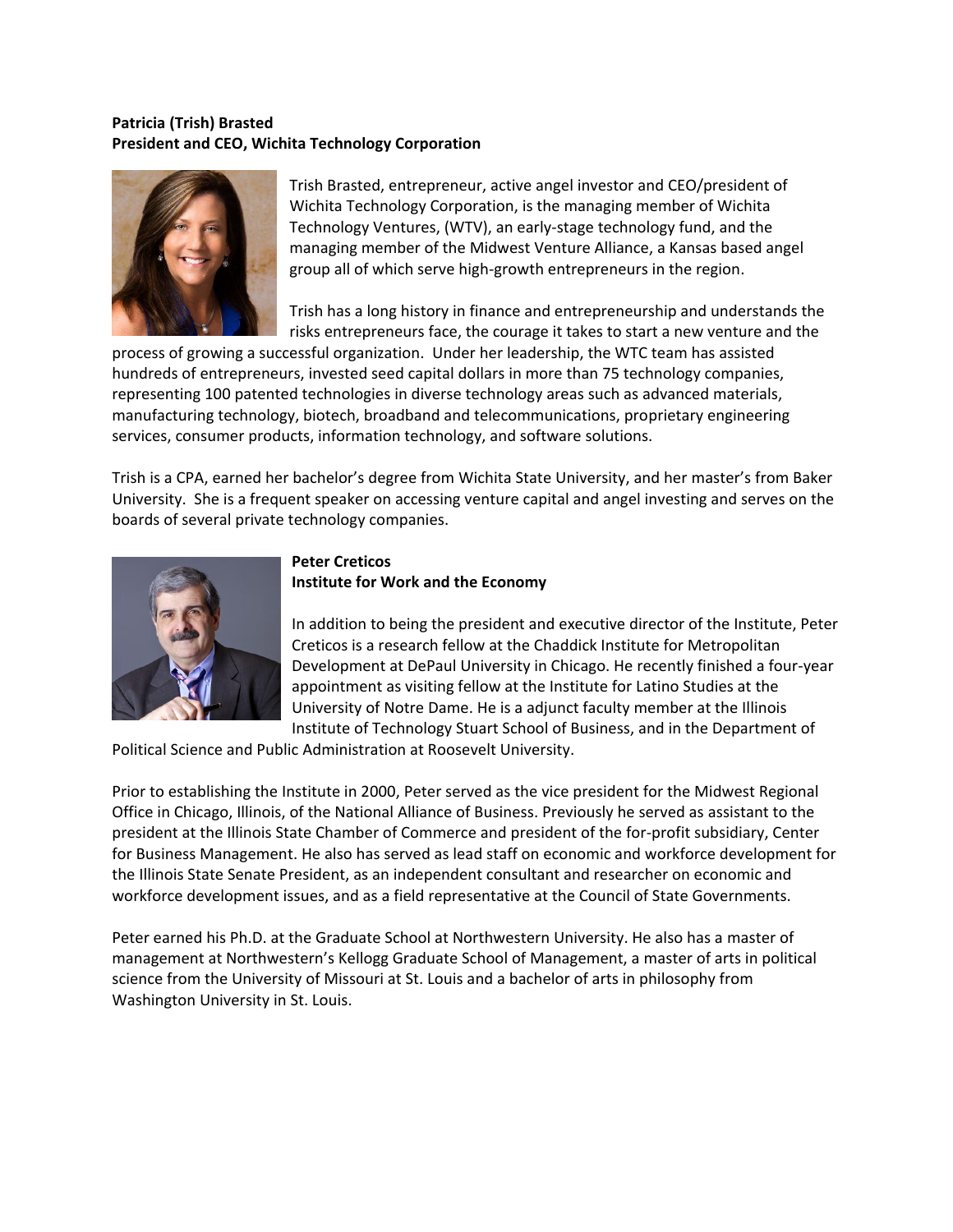**Patricia (Trish) Brasted**
**President and CEO, Wichita Technology Corporation**

Trish Brasted, entrepreneur, active angel investor and CEO/president of Wichita Technology Corporation, is the managing member of Wichita Technology Ventures, (WTV), an early-stage technology fund, and the managing member of the Midwest Venture Alliance, a Kansas based angel group all of which serve high-growth entrepreneurs in the region.

Trish has a long history in finance and entrepreneurship and understands the risks entrepreneurs face, the courage it takes to start a new venture and the process of growing a successful organization. Under her leadership, the WTC team has assisted hundreds of entrepreneurs, invested seed capital dollars in more than 75 technology companies, representing 100 patented technologies in diverse technology areas such as advanced materials, manufacturing technology, biotech, broadband and telecommunications, proprietary engineering services, consumer products, information technology, and software solutions.

Trish is a CPA, earned her bachelor's degree from Wichita State University, and her master's from Baker University. She is a frequent speaker on accessing venture capital and angel investing and serves on the boards of several private technology companies.

**Peter Creticos**
**Institute for Work and the Economy**

In addition to being the president and executive director of the Institute, Peter Creticos is a research fellow at the Chaddick Institute for Metropolitan Development at DePaul University in Chicago. He recently finished a four-year appointment as visiting fellow at the Institute for Latino Studies at the University of Notre Dame. He is a adjunct faculty member at the Illinois Institute of Technology Stuart School of Business, and in the Department of Political Science and Public Administration at Roosevelt University.

Prior to establishing the Institute in 2000, Peter served as the vice president for the Midwest Regional Office in Chicago, Illinois, of the National Alliance of Business. Previously he served as assistant to the president at the Illinois State Chamber of Commerce and president of the for-profit subsidiary, Center for Business Management. He also has served as lead staff on economic and workforce development for the Illinois State Senate President, as an independent consultant and researcher on economic and workforce development issues, and as a field representative at the Council of State Governments.

Peter earned his Ph.D. at the Graduate School at Northwestern University. He also has a master of management at Northwestern's Kellogg Graduate School of Management, a master of arts in political science from the University of Missouri at St. Louis and a bachelor of arts in philosophy from Washington University in St. Louis.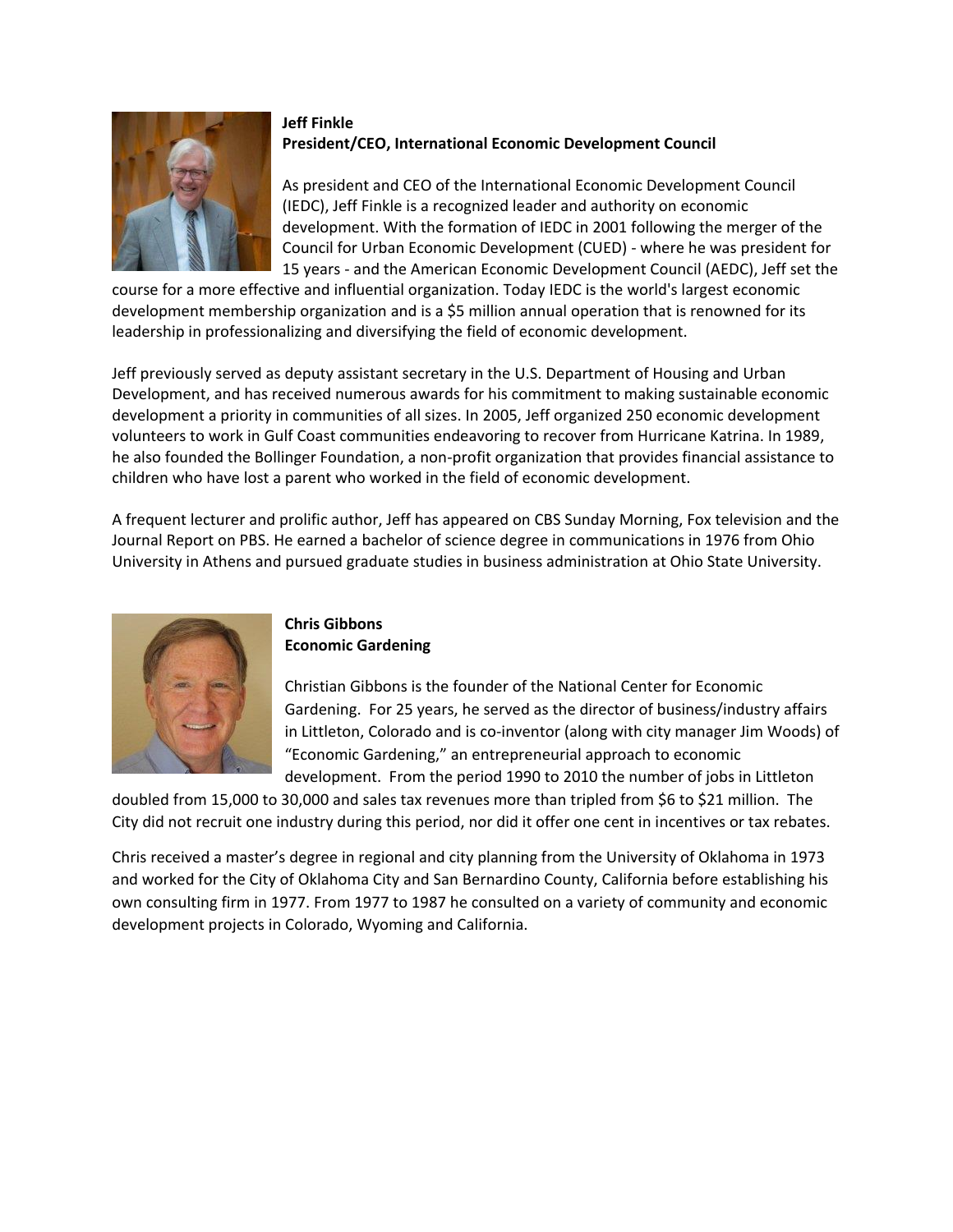**Jeff Finkle**
**President/CEO, International Economic Development Council**

As president and CEO of the International Economic Development Council (IEDC), Jeff Finkle is a recognized leader and authority on economic development. With the formation of IEDC in 2001 following the merger of the Council for Urban Economic Development (CUED) - where he was president for 15 years - and the American Economic Development Council (AEDC), Jeff set the course for a more effective and influential organization. Today IEDC is the world's largest economic development membership organization and is a $5 million annual operation that is renowned for its leadership in professionalizing and diversifying the field of economic development.

Jeff previously served as deputy assistant secretary in the U.S. Department of Housing and Urban Development, and has received numerous awards for his commitment to making sustainable economic development a priority in communities of all sizes. In 2005, Jeff organized 250 economic development volunteers to work in Gulf Coast communities endeavoring to recover from Hurricane Katrina. In 1989, he also founded the Bollinger Foundation, a non-profit organization that provides financial assistance to children who have lost a parent who worked in the field of economic development.

A frequent lecturer and prolific author, Jeff has appeared on CBS Sunday Morning, Fox television and the Journal Report on PBS. He earned a bachelor of science degree in communications in 1976 from Ohio University in Athens and pursued graduate studies in business administration at Ohio State University.

**Chris Gibbons**
**Economic Gardening**

Christian Gibbons is the founder of the National Center for Economic Gardening. For 25 years, he served as the director of business/industry affairs in Littleton, Colorado and is co-inventor (along with city manager Jim Woods) of "Economic Gardening," an entrepreneurial approach to economic development. From the period 1990 to 2010 the number of jobs in Littleton doubled from 15,000 to 30,000 and sales tax revenues more than tripled from $6 to $21 million. The City did not recruit one industry during this period, nor did it offer one cent in incentives or tax rebates.

Chris received a master's degree in regional and city planning from the University of Oklahoma in 1973 and worked for the City of Oklahoma City and San Bernardino County, California before establishing his own consulting firm in 1977. From 1977 to 1987 he consulted on a variety of community and economic development projects in Colorado, Wyoming and California.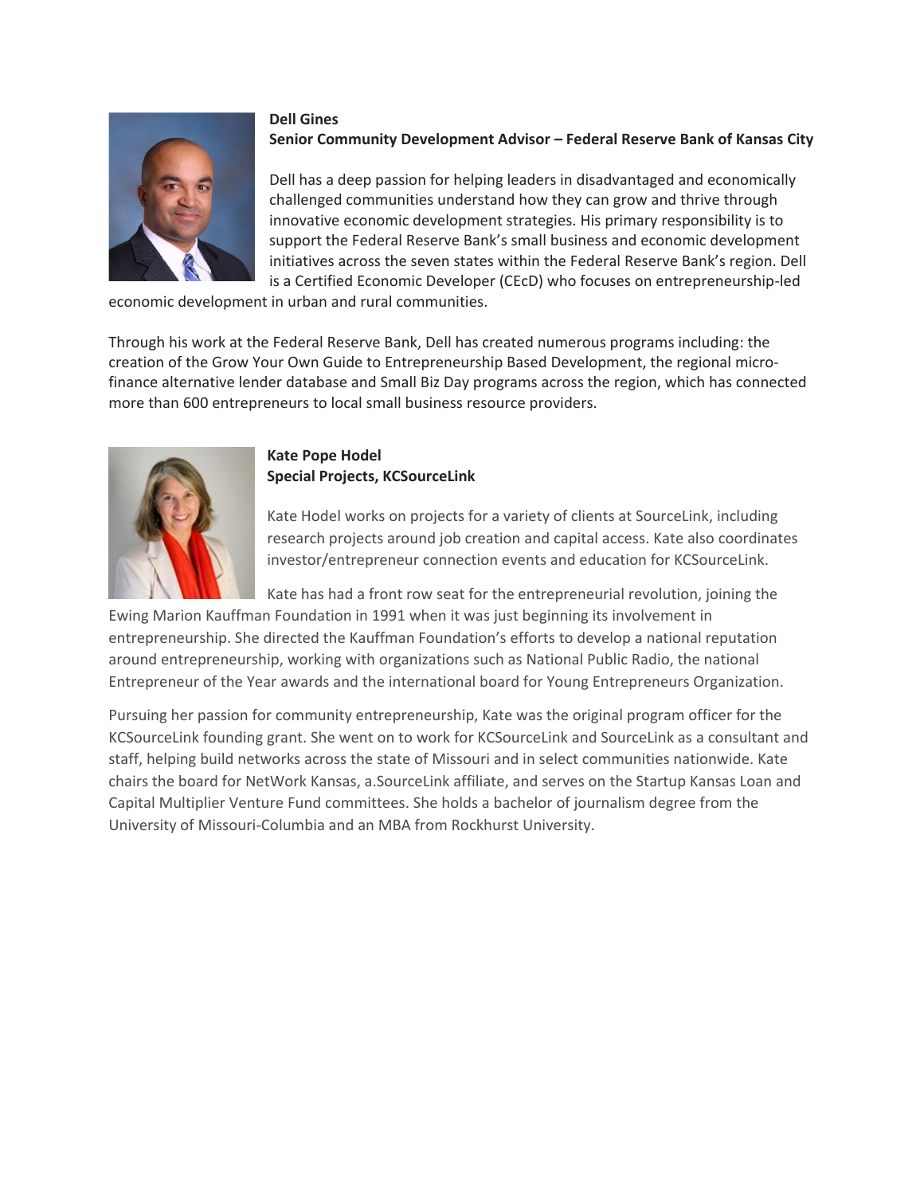**Dell Gines**
**Senior Community Development Advisor – Federal Reserve Bank of Kansas City**

Dell has a deep passion for helping leaders in disadvantaged and economically challenged communities understand how they can grow and thrive through innovative economic development strategies. His primary responsibility is to support the Federal Reserve Bank's small business and economic development initiatives across the seven states within the Federal Reserve Bank's region. Dell is a Certified Economic Developer (CEcD) who focuses on entrepreneurship-led economic development in urban and rural communities.

Through his work at the Federal Reserve Bank, Dell has created numerous programs including: the creation of the Grow Your Own Guide to Entrepreneurship Based Development, the regional micro-finance alternative lender database and Small Biz Day programs across the region, which has connected more than 600 entrepreneurs to local small business resource providers.

**Kate Pope Hodel**
**Special Projects, KCSourceLink**

Kate Hodel works on projects for a variety of clients at SourceLink, including research projects around job creation and capital access. Kate also coordinates investor/entrepreneur connection events and education for KCSourceLink.

Kate has had a front row seat for the entrepreneurial revolution, joining the Ewing Marion Kauffman Foundation in 1991 when it was just beginning its involvement in entrepreneurship. She directed the Kauffman Foundation's efforts to develop a national reputation around entrepreneurship, working with organizations such as National Public Radio, the national Entrepreneur of the Year awards and the international board for Young Entrepreneurs Organization.

Pursuing her passion for community entrepreneurship, Kate was the original program officer for the KCSourceLink founding grant. She went on to work for KCSourceLink and SourceLink as a consultant and staff, helping build networks across the state of Missouri and in select communities nationwide. Kate chairs the board for NetWork Kansas, a.SourceLink affiliate, and serves on the Startup Kansas Loan and Capital Multiplier Venture Fund committees. She holds a bachelor of journalism degree from the University of Missouri-Columbia and an MBA from Rockhurst University.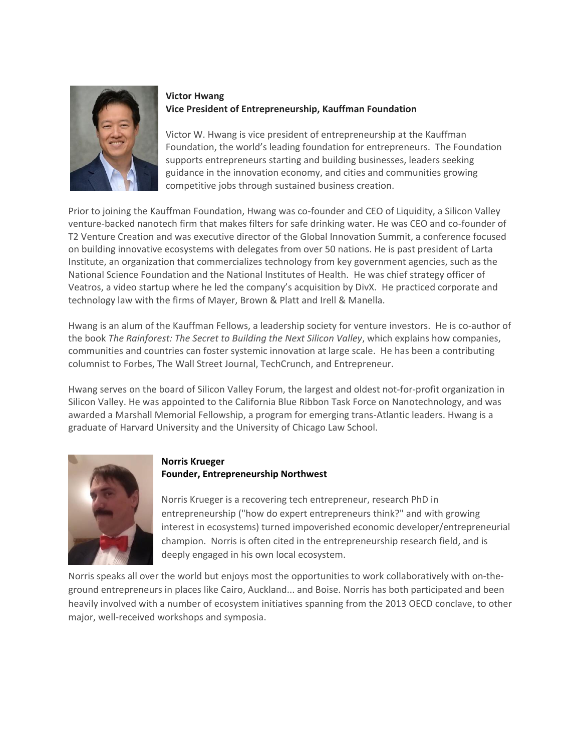**Victor Hwang**
**Vice President of Entrepreneurship, Kauffman Foundation**

Victor W. Hwang is vice president of entrepreneurship at the Kauffman Foundation, the world's leading foundation for entrepreneurs. The Foundation supports entrepreneurs starting and building businesses, leaders seeking guidance in the innovation economy, and cities and communities growing competitive jobs through sustained business creation.

Prior to joining the Kauffman Foundation, Hwang was co-founder and CEO of Liquidity, a Silicon Valley venture-backed nanotech firm that makes filters for safe drinking water. He was CEO and co-founder of T2 Venture Creation and was executive director of the Global Innovation Summit, a conference focused on building innovative ecosystems with delegates from over 50 nations. He is past president of Larta Institute, an organization that commercializes technology from key government agencies, such as the National Science Foundation and the National Institutes of Health. He was chief strategy officer of Veatros, a video startup where he led the company's acquisition by DivX. He practiced corporate and technology law with the firms of Mayer, Brown & Platt and Irell & Manella.

Hwang is an alum of the Kauffman Fellows, a leadership society for venture investors. He is co-author of the book *The Rainforest: The Secret to Building the Next Silicon Valley*, which explains how companies, communities and countries can foster systemic innovation at large scale. He has been a contributing columnist to Forbes, The Wall Street Journal, TechCrunch, and Entrepreneur.

Hwang serves on the board of Silicon Valley Forum, the largest and oldest not-for-profit organization in Silicon Valley. He was appointed to the California Blue Ribbon Task Force on Nanotechnology, and was awarded a Marshall Memorial Fellowship, a program for emerging trans-Atlantic leaders. Hwang is a graduate of Harvard University and the University of Chicago Law School.

**Norris Krueger**
**Founder, Entrepreneurship Northwest**

Norris Krueger is a recovering tech entrepreneur, research PhD in entrepreneurship ("how do expert entrepreneurs think?" and with growing interest in ecosystems) turned impoverished economic developer/entrepreneurial champion. Norris is often cited in the entrepreneurship research field, and is deeply engaged in his own local ecosystem.

Norris speaks all over the world but enjoys most the opportunities to work collaboratively with on-the-ground entrepreneurs in places like Cairo, Auckland... and Boise. Norris has both participated and been heavily involved with a number of ecosystem initiatives spanning from the 2013 OECD conclave, to other major, well-received workshops and symposia.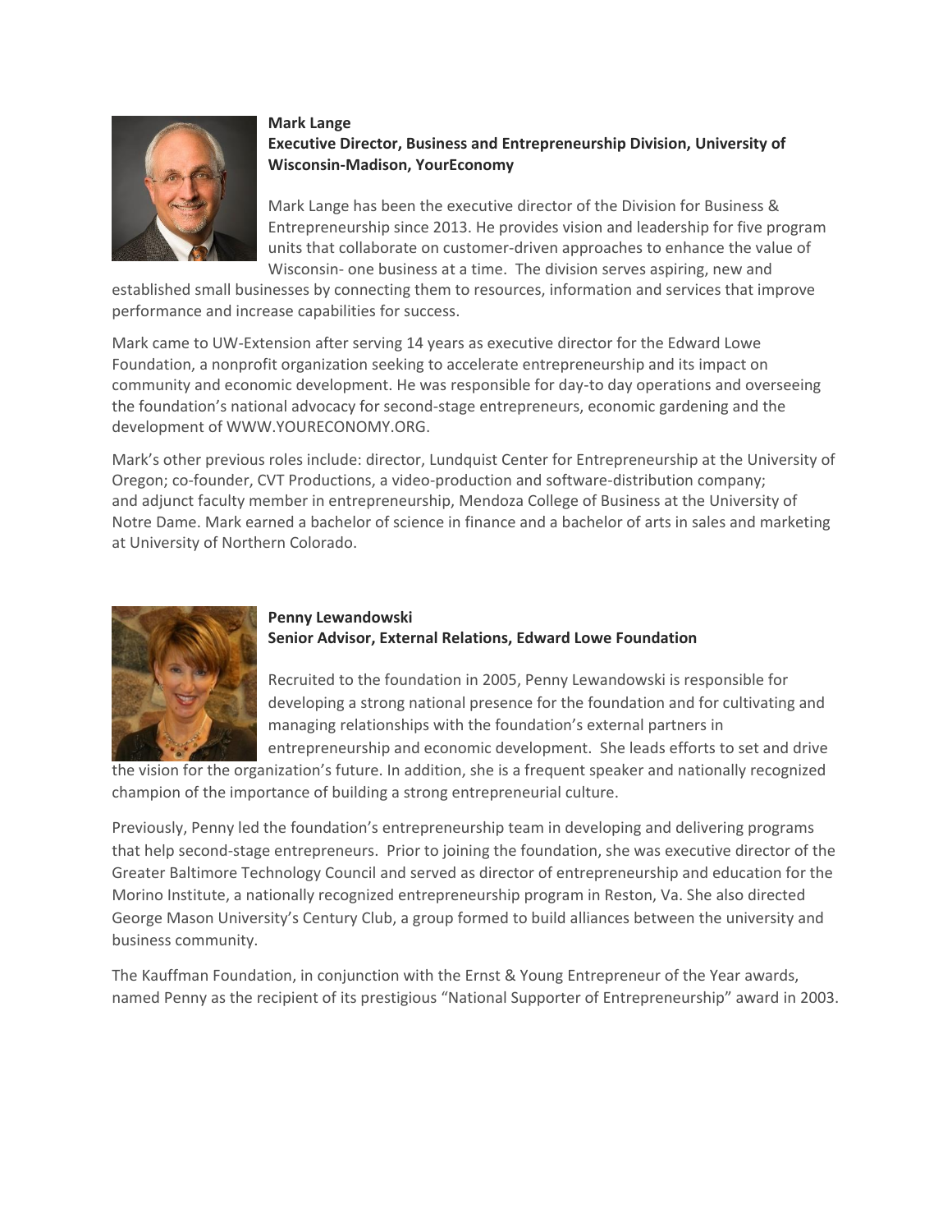**Mark Lange**
**Executive Director, Business and Entrepreneurship Division, University of Wisconsin-Madison, YourEconomy**

Mark Lange has been the executive director of the Division for Business & Entrepreneurship since 2013. He provides vision and leadership for five program units that collaborate on customer-driven approaches to enhance the value of Wisconsin- one business at a time. The division serves aspiring, new and established small businesses by connecting them to resources, information and services that improve performance and increase capabilities for success.

Mark came to UW-Extension after serving 14 years as executive director for the Edward Lowe Foundation, a nonprofit organization seeking to accelerate entrepreneurship and its impact on community and economic development. He was responsible for day-to day operations and overseeing the foundation's national advocacy for second-stage entrepreneurs, economic gardening and the development of WWW.YOURECONOMY.ORG.

Mark's other previous roles include: director, Lundquist Center for Entrepreneurship at the University of Oregon; co-founder, CVT Productions, a video-production and software-distribution company; and adjunct faculty member in entrepreneurship, Mendoza College of Business at the University of Notre Dame. Mark earned a bachelor of science in finance and a bachelor of arts in sales and marketing at University of Northern Colorado.

**Penny Lewandowski**
**Senior Advisor, External Relations, Edward Lowe Foundation**

Recruited to the foundation in 2005, Penny Lewandowski is responsible for developing a strong national presence for the foundation and for cultivating and managing relationships with the foundation's external partners in entrepreneurship and economic development. She leads efforts to set and drive the vision for the organization's future. In addition, she is a frequent speaker and nationally recognized champion of the importance of building a strong entrepreneurial culture.

Previously, Penny led the foundation's entrepreneurship team in developing and delivering programs that help second-stage entrepreneurs. Prior to joining the foundation, she was executive director of the Greater Baltimore Technology Council and served as director of entrepreneurship and education for the Morino Institute, a nationally recognized entrepreneurship program in Reston, Va. She also directed George Mason University's Century Club, a group formed to build alliances between the university and business community.

The Kauffman Foundation, in conjunction with the Ernst & Young Entrepreneur of the Year awards, named Penny as the recipient of its prestigious "National Supporter of Entrepreneurship" award in 2003.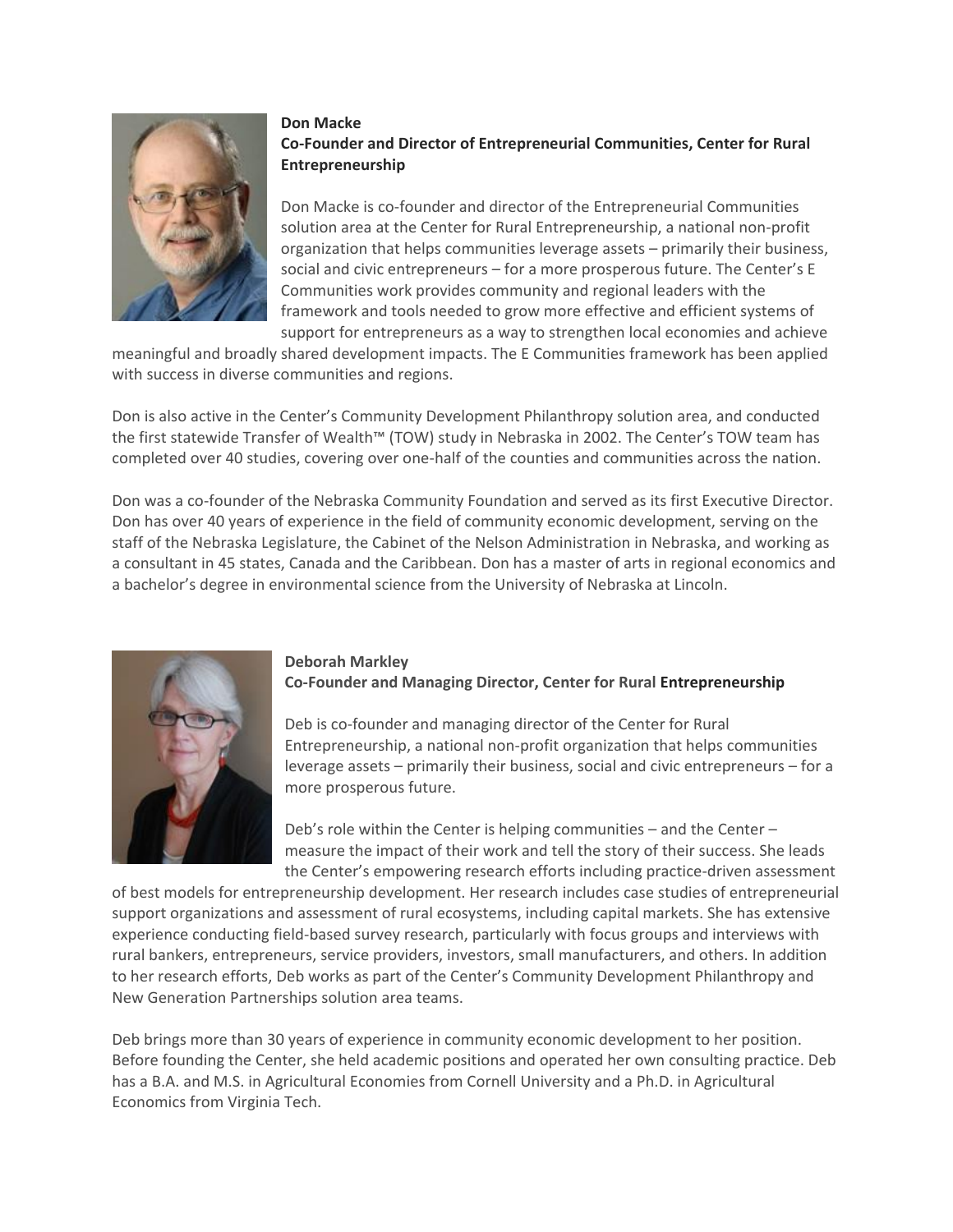**Don Macke**
**Co-Founder and Director of Entrepreneurial Communities, Center for Rural Entrepreneurship**

Don Macke is co-founder and director of the Entrepreneurial Communities solution area at the Center for Rural Entrepreneurship, a national non-profit organization that helps communities leverage assets – primarily their business, social and civic entrepreneurs – for a more prosperous future. The Center's E Communities work provides community and regional leaders with the framework and tools needed to grow more effective and efficient systems of support for entrepreneurs as a way to strengthen local economies and achieve meaningful and broadly shared development impacts. The E Communities framework has been applied with success in diverse communities and regions.

Don is also active in the Center's Community Development Philanthropy solution area, and conducted the first statewide Transfer of Wealth™ (TOW) study in Nebraska in 2002. The Center's TOW team has completed over 40 studies, covering over one-half of the counties and communities across the nation.

Don was a co-founder of the Nebraska Community Foundation and served as its first Executive Director. Don has over 40 years of experience in the field of community economic development, serving on the staff of the Nebraska Legislature, the Cabinet of the Nelson Administration in Nebraska, and working as a consultant in 45 states, Canada and the Caribbean. Don has a master of arts in regional economics and a bachelor's degree in environmental science from the University of Nebraska at Lincoln.

**Deborah Markley**
**Co-Founder and Managing Director, Center for Rural Entrepreneurship**

Deb is co-founder and managing director of the Center for Rural Entrepreneurship, a national non-profit organization that helps communities leverage assets – primarily their business, social and civic entrepreneurs – for a more prosperous future.

Deb's role within the Center is helping communities – and the Center – measure the impact of their work and tell the story of their success. She leads the Center's empowering research efforts including practice-driven assessment of best models for entrepreneurship development. Her research includes case studies of entrepreneurial support organizations and assessment of rural ecosystems, including capital markets. She has extensive experience conducting field-based survey research, particularly with focus groups and interviews with rural bankers, entrepreneurs, service providers, investors, small manufacturers, and others. In addition to her research efforts, Deb works as part of the Center's Community Development Philanthropy and New Generation Partnerships solution area teams.

Deb brings more than 30 years of experience in community economic development to her position. Before founding the Center, she held academic positions and operated her own consulting practice. Deb has a B.A. and M.S. in Agricultural Economies from Cornell University and a Ph.D. in Agricultural Economics from Virginia Tech.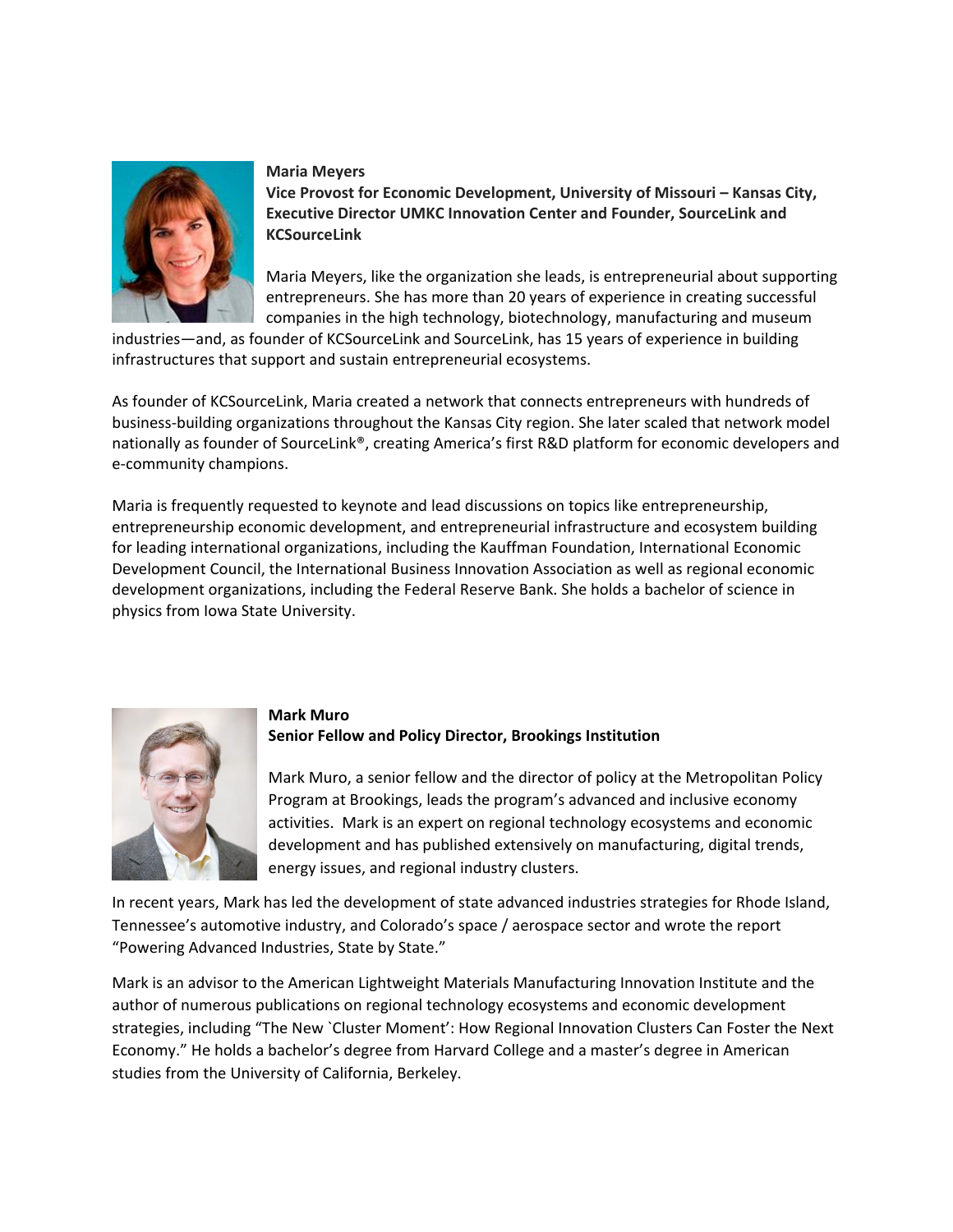**Maria Meyers**
**Vice Provost for Economic Development, University of Missouri – Kansas City, Executive Director UMKC Innovation Center and Founder, SourceLink and KCSourceLink**

Maria Meyers, like the organization she leads, is entrepreneurial about supporting entrepreneurs. She has more than 20 years of experience in creating successful companies in the high technology, biotechnology, manufacturing and museum industries—and, as founder of KCSourceLink and SourceLink, has 15 years of experience in building infrastructures that support and sustain entrepreneurial ecosystems.

As founder of KCSourceLink, Maria created a network that connects entrepreneurs with hundreds of business-building organizations throughout the Kansas City region. She later scaled that network model nationally as founder of SourceLink®, creating America's first R&D platform for economic developers and e-community champions.

Maria is frequently requested to keynote and lead discussions on topics like entrepreneurship, entrepreneurship economic development, and entrepreneurial infrastructure and ecosystem building for leading international organizations, including the Kauffman Foundation, International Economic Development Council, the International Business Innovation Association as well as regional economic development organizations, including the Federal Reserve Bank. She holds a bachelor of science in physics from Iowa State University.

**Mark Muro**
**Senior Fellow and Policy Director, Brookings Institution**

Mark Muro, a senior fellow and the director of policy at the Metropolitan Policy Program at Brookings, leads the program's advanced and inclusive economy activities. Mark is an expert on regional technology ecosystems and economic development and has published extensively on manufacturing, digital trends, energy issues, and regional industry clusters.

In recent years, Mark has led the development of state advanced industries strategies for Rhode Island, Tennessee's automotive industry, and Colorado's space / aerospace sector and wrote the report "Powering Advanced Industries, State by State."

Mark is an advisor to the American Lightweight Materials Manufacturing Innovation Institute and the author of numerous publications on regional technology ecosystems and economic development strategies, including "The New `Cluster Moment': How Regional Innovation Clusters Can Foster the Next Economy." He holds a bachelor's degree from Harvard College and a master's degree in American studies from the University of California, Berkeley.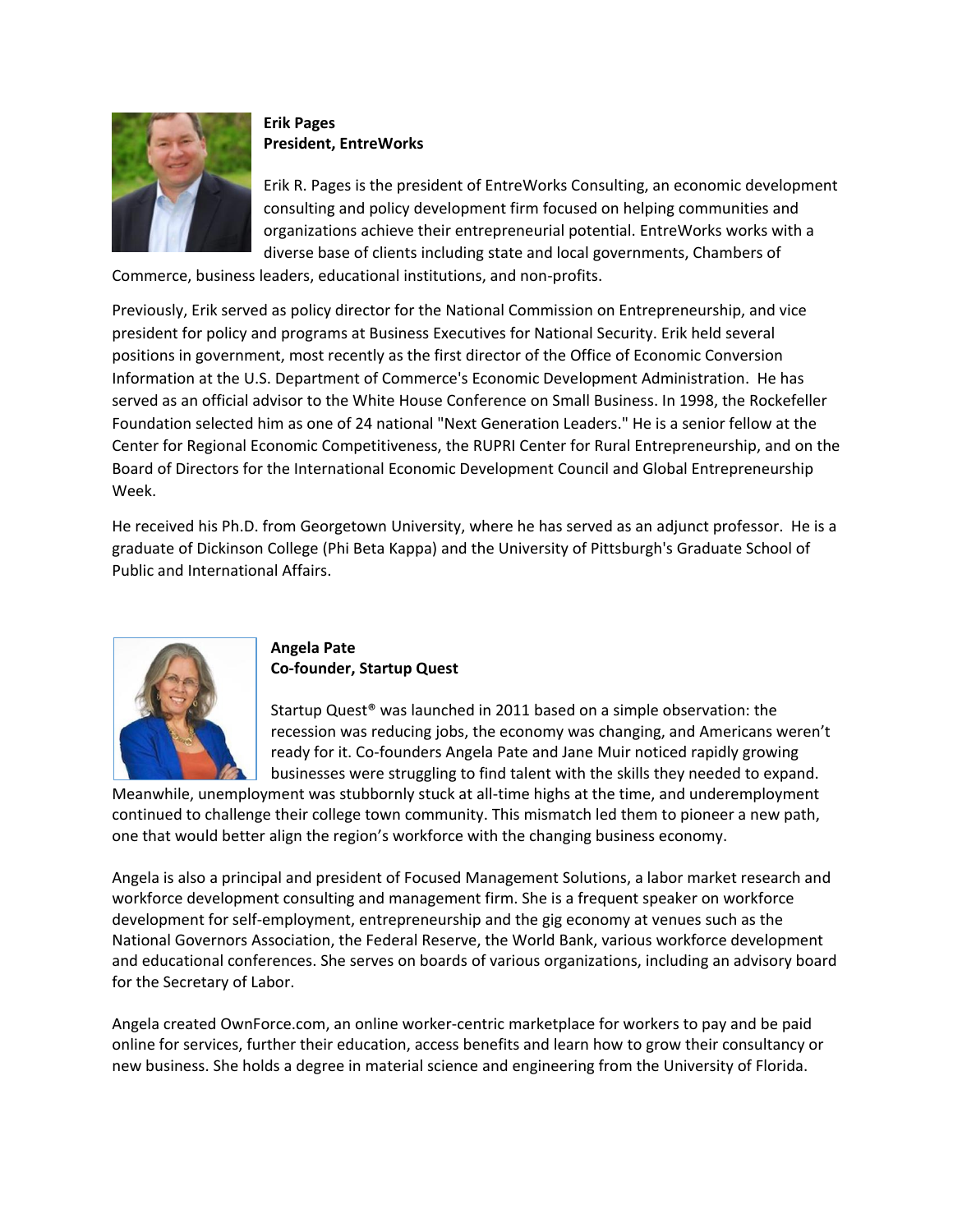**Erik Pages**
**President, EntreWorks**

Erik R. Pages is the president of EntreWorks Consulting, an economic development consulting and policy development firm focused on helping communities and organizations achieve their entrepreneurial potential. EntreWorks works with a diverse base of clients including state and local governments, Chambers of Commerce, business leaders, educational institutions, and non-profits.

Previously, Erik served as policy director for the National Commission on Entrepreneurship, and vice president for policy and programs at Business Executives for National Security. Erik held several positions in government, most recently as the first director of the Office of Economic Conversion Information at the U.S. Department of Commerce's Economic Development Administration. He has served as an official advisor to the White House Conference on Small Business. In 1998, the Rockefeller Foundation selected him as one of 24 national "Next Generation Leaders." He is a senior fellow at the Center for Regional Economic Competitiveness, the RUPRI Center for Rural Entrepreneurship, and on the Board of Directors for the International Economic Development Council and Global Entrepreneurship Week.

He received his Ph.D. from Georgetown University, where he has served as an adjunct professor. He is a graduate of Dickinson College (Phi Beta Kappa) and the University of Pittsburgh's Graduate School of Public and International Affairs.

**Angela Pate**
**Co-founder, Startup Quest**

Startup Quest® was launched in 2011 based on a simple observation: the recession was reducing jobs, the economy was changing, and Americans weren't ready for it. Co-founders Angela Pate and Jane Muir noticed rapidly growing businesses were struggling to find talent with the skills they needed to expand. Meanwhile, unemployment was stubbornly stuck at all-time highs at the time, and underemployment continued to challenge their college town community. This mismatch led them to pioneer a new path, one that would better align the region's workforce with the changing business economy.

Angela is also a principal and president of Focused Management Solutions, a labor market research and workforce development consulting and management firm. She is a frequent speaker on workforce development for self-employment, entrepreneurship and the gig economy at venues such as the National Governors Association, the Federal Reserve, the World Bank, various workforce development and educational conferences. She serves on boards of various organizations, including an advisory board for the Secretary of Labor.

Angela created OwnForce.com, an online worker-centric marketplace for workers to pay and be paid online for services, further their education, access benefits and learn how to grow their consultancy or new business. She holds a degree in material science and engineering from the University of Florida.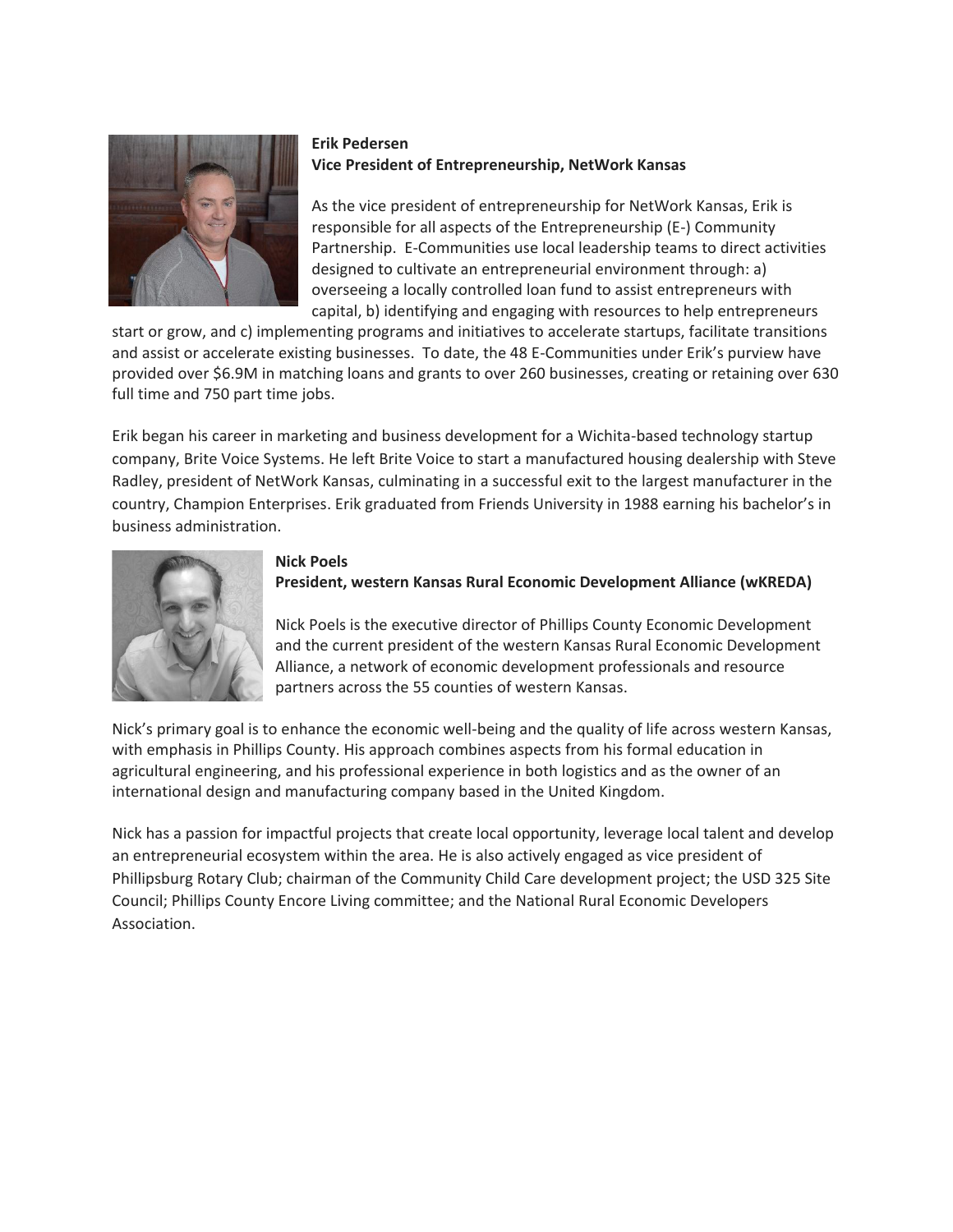**Erik Pedersen**
**Vice President of Entrepreneurship, NetWork Kansas**

As the vice president of entrepreneurship for NetWork Kansas, Erik is responsible for all aspects of the Entrepreneurship (E-) Community Partnership. E-Communities use local leadership teams to direct activities designed to cultivate an entrepreneurial environment through: a) overseeing a locally controlled loan fund to assist entrepreneurs with capital, b) identifying and engaging with resources to help entrepreneurs start or grow, and c) implementing programs and initiatives to accelerate startups, facilitate transitions and assist or accelerate existing businesses. To date, the 48 E-Communities under Erik's purview have provided over $6.9M in matching loans and grants to over 260 businesses, creating or retaining over 630 full time and 750 part time jobs.

Erik began his career in marketing and business development for a Wichita-based technology startup company, Brite Voice Systems. He left Brite Voice to start a manufactured housing dealership with Steve Radley, president of NetWork Kansas, culminating in a successful exit to the largest manufacturer in the country, Champion Enterprises. Erik graduated from Friends University in 1988 earning his bachelor's in business administration.

**Nick Poels**
**President, western Kansas Rural Economic Development Alliance (wKREDA)**

Nick Poels is the executive director of Phillips County Economic Development and the current president of the western Kansas Rural Economic Development Alliance, a network of economic development professionals and resource partners across the 55 counties of western Kansas.

Nick's primary goal is to enhance the economic well-being and the quality of life across western Kansas, with emphasis in Phillips County. His approach combines aspects from his formal education in agricultural engineering, and his professional experience in both logistics and as the owner of an international design and manufacturing company based in the United Kingdom.

Nick has a passion for impactful projects that create local opportunity, leverage local talent and develop an entrepreneurial ecosystem within the area. He is also actively engaged as vice president of Phillipsburg Rotary Club; chairman of the Community Child Care development project; the USD 325 Site Council; Phillips County Encore Living committee; and the National Rural Economic Developers Association.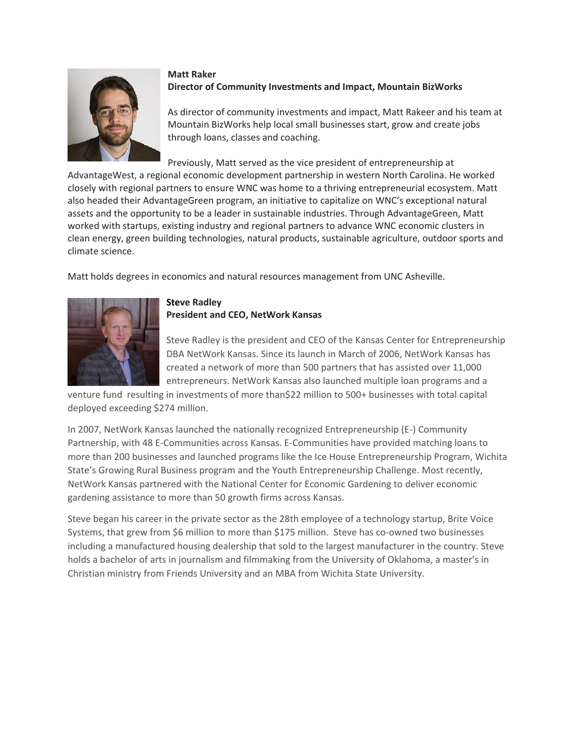**Matt Raker**
**Director of Community Investments and Impact, Mountain BizWorks**

As director of community investments and impact, Matt Rakeer and his team at Mountain BizWorks help local small businesses start, grow and create jobs through loans, classes and coaching.

Previously, Matt served as the vice president of entrepreneurship at AdvantageWest, a regional economic development partnership in western North Carolina. He worked closely with regional partners to ensure WNC was home to a thriving entrepreneurial ecosystem. Matt also headed their AdvantageGreen program, an initiative to capitalize on WNC's exceptional natural assets and the opportunity to be a leader in sustainable industries. Through AdvantageGreen, Matt worked with startups, existing industry and regional partners to advance WNC economic clusters in clean energy, green building technologies, natural products, sustainable agriculture, outdoor sports and climate science.

Matt holds degrees in economics and natural resources management from UNC Asheville.

**Steve Radley**
**President and CEO, NetWork Kansas**

Steve Radley is the president and CEO of the Kansas Center for Entrepreneurship DBA NetWork Kansas. Since its launch in March of 2006, NetWork Kansas has created a network of more than 500 partners that has assisted over 11,000 entrepreneurs. NetWork Kansas also launched multiple loan programs and a venture fund resulting in investments of more than$22 million to 500+ businesses with total capital deployed exceeding $274 million.

In 2007, NetWork Kansas launched the nationally recognized Entrepreneurship (E-) Community Partnership, with 48 E-Communities across Kansas. E-Communities have provided matching loans to more than 200 businesses and launched programs like the Ice House Entrepreneurship Program, Wichita State's Growing Rural Business program and the Youth Entrepreneurship Challenge. Most recently, NetWork Kansas partnered with the National Center for Economic Gardening to deliver economic gardening assistance to more than 50 growth firms across Kansas.

Steve began his career in the private sector as the 28th employee of a technology startup, Brite Voice Systems, that grew from $6 million to more than $175 million. Steve has co-owned two businesses including a manufactured housing dealership that sold to the largest manufacturer in the country. Steve holds a bachelor of arts in journalism and filmmaking from the University of Oklahoma, a master's in Christian ministry from Friends University and an MBA from Wichita State University.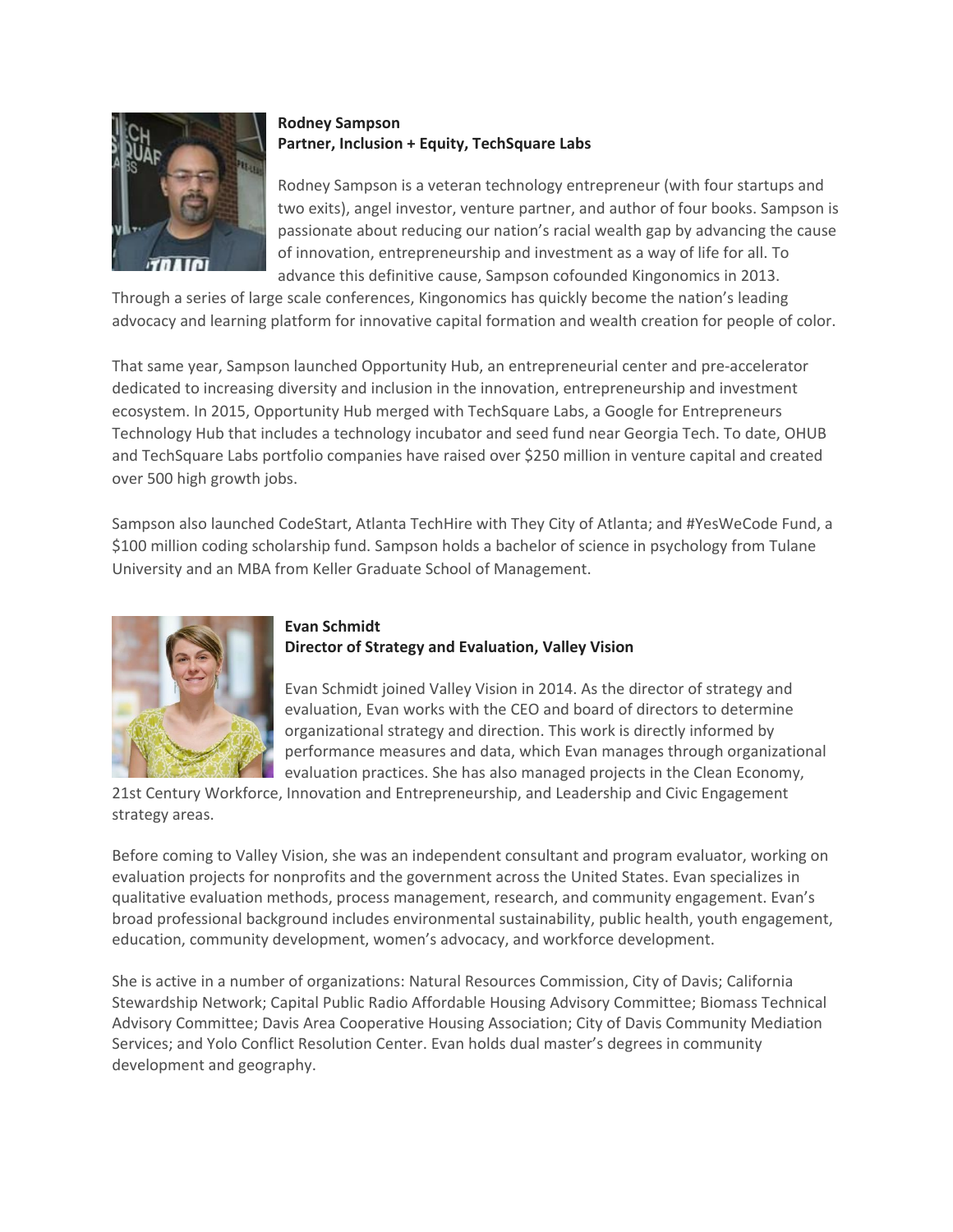**Rodney Sampson**
**Partner, Inclusion + Equity, TechSquare Labs**

Rodney Sampson is a veteran technology entrepreneur (with four startups and two exits), angel investor, venture partner, and author of four books. Sampson is passionate about reducing our nation's racial wealth gap by advancing the cause of innovation, entrepreneurship and investment as a way of life for all. To advance this definitive cause, Sampson cofounded Kingonomics in 2013. Through a series of large scale conferences, Kingonomics has quickly become the nation's leading advocacy and learning platform for innovative capital formation and wealth creation for people of color.

That same year, Sampson launched Opportunity Hub, an entrepreneurial center and pre-accelerator dedicated to increasing diversity and inclusion in the innovation, entrepreneurship and investment ecosystem. In 2015, Opportunity Hub merged with TechSquare Labs, a Google for Entrepreneurs Technology Hub that includes a technology incubator and seed fund near Georgia Tech. To date, OHUB and TechSquare Labs portfolio companies have raised over $250 million in venture capital and created over 500 high growth jobs.

Sampson also launched CodeStart, Atlanta TechHire with They City of Atlanta; and #YesWeCode Fund, a $100 million coding scholarship fund. Sampson holds a bachelor of science in psychology from Tulane University and an MBA from Keller Graduate School of Management.

**Evan Schmidt**
**Director of Strategy and Evaluation, Valley Vision**

Evan Schmidt joined Valley Vision in 2014. As the director of strategy and evaluation, Evan works with the CEO and board of directors to determine organizational strategy and direction. This work is directly informed by performance measures and data, which Evan manages through organizational evaluation practices. She has also managed projects in the Clean Economy, 21st Century Workforce, Innovation and Entrepreneurship, and Leadership and Civic Engagement strategy areas.

Before coming to Valley Vision, she was an independent consultant and program evaluator, working on evaluation projects for nonprofits and the government across the United States. Evan specializes in qualitative evaluation methods, process management, research, and community engagement. Evan's broad professional background includes environmental sustainability, public health, youth engagement, education, community development, women's advocacy, and workforce development.

She is active in a number of organizations: Natural Resources Commission, City of Davis; California Stewardship Network; Capital Public Radio Affordable Housing Advisory Committee; Biomass Technical Advisory Committee; Davis Area Cooperative Housing Association; City of Davis Community Mediation Services; and Yolo Conflict Resolution Center. Evan holds dual master's degrees in community development and geography.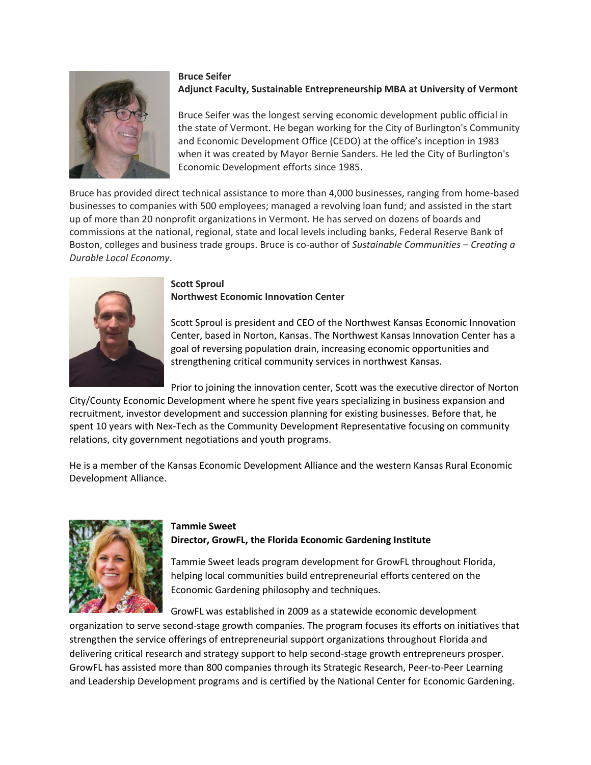**Bruce Seifer**
**Adjunct Faculty, Sustainable Entrepreneurship MBA at University of Vermont**

Bruce Seifer was the longest serving economic development public official in the state of Vermont. He began working for the City of Burlington's Community and Economic Development Office (CEDO) at the office's inception in 1983 when it was created by Mayor Bernie Sanders. He led the City of Burlington's Economic Development efforts since 1985.

Bruce has provided direct technical assistance to more than 4,000 businesses, ranging from home-based businesses to companies with 500 employees; managed a revolving loan fund; and assisted in the start up of more than 20 nonprofit organizations in Vermont. He has served on dozens of boards and commissions at the national, regional, state and local levels including banks, Federal Reserve Bank of Boston, colleges and business trade groups. Bruce is co-author of *Sustainable Communities – Creating a Durable Local Economy*.

**Scott Sproul**
**Northwest Economic Innovation Center**

Scott Sproul is president and CEO of the Northwest Kansas Economic Innovation Center, based in Norton, Kansas. The Northwest Kansas Innovation Center has a goal of reversing population drain, increasing economic opportunities and strengthening critical community services in northwest Kansas.

Prior to joining the innovation center, Scott was the executive director of Norton City/County Economic Development where he spent five years specializing in business expansion and recruitment, investor development and succession planning for existing businesses. Before that, he spent 10 years with Nex-Tech as the Community Development Representative focusing on community relations, city government negotiations and youth programs.

He is a member of the Kansas Economic Development Alliance and the western Kansas Rural Economic Development Alliance.

**Tammie Sweet**
**Director, GrowFL, the Florida Economic Gardening Institute**

Tammie Sweet leads program development for GrowFL throughout Florida, helping local communities build entrepreneurial efforts centered on the Economic Gardening philosophy and techniques.

GrowFL was established in 2009 as a statewide economic development organization to serve second-stage growth companies. The program focuses its efforts on initiatives that strengthen the service offerings of entrepreneurial support organizations throughout Florida and delivering critical research and strategy support to help second-stage growth entrepreneurs prosper. GrowFL has assisted more than 800 companies through its Strategic Research, Peer-to-Peer Learning and Leadership Development programs and is certified by the National Center for Economic Gardening.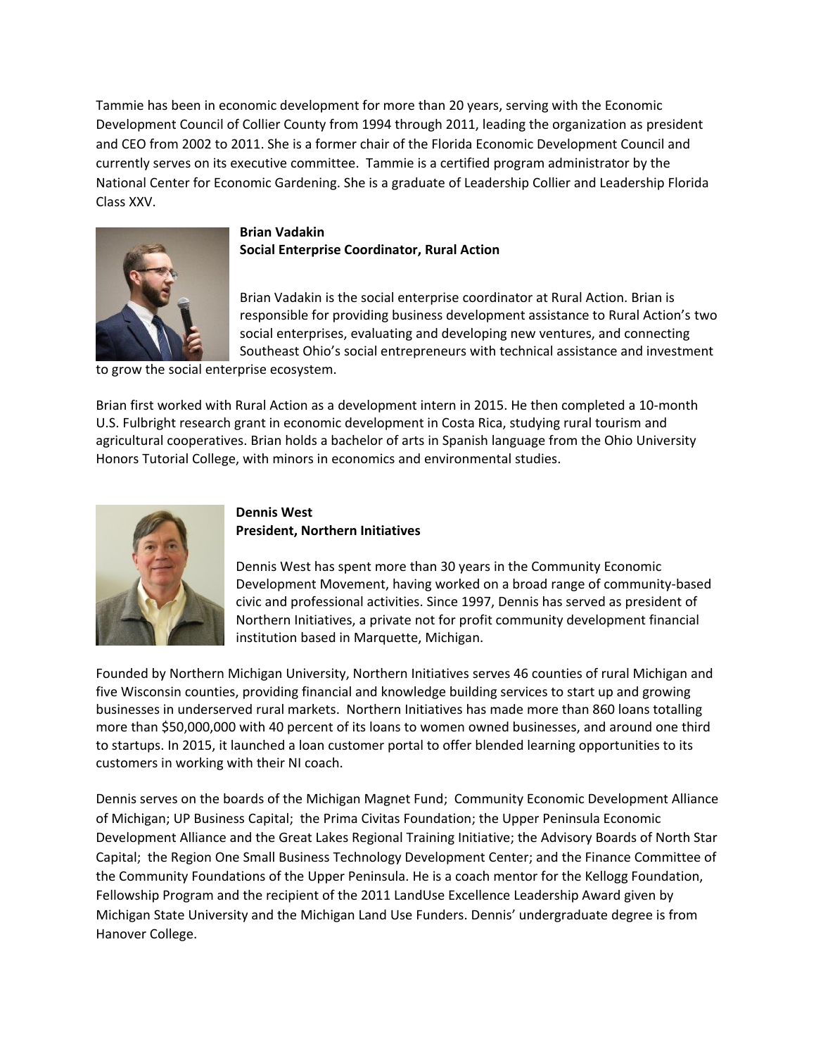Tammie has been in economic development for more than 20 years, serving with the Economic Development Council of Collier County from 1994 through 2011, leading the organization as president and CEO from 2002 to 2011. She is a former chair of the Florida Economic Development Council and currently serves on its executive committee. Tammie is a certified program administrator by the National Center for Economic Gardening. She is a graduate of Leadership Collier and Leadership Florida Class XXV.

**Brian Vadakin**
**Social Enterprise Coordinator, Rural Action**

Brian Vadakin is the social enterprise coordinator at Rural Action. Brian is responsible for providing business development assistance to Rural Action's two social enterprises, evaluating and developing new ventures, and connecting Southeast Ohio's social entrepreneurs with technical assistance and investment to grow the social enterprise ecosystem.

Brian first worked with Rural Action as a development intern in 2015. He then completed a 10-month U.S. Fulbright research grant in economic development in Costa Rica, studying rural tourism and agricultural cooperatives. Brian holds a bachelor of arts in Spanish language from the Ohio University Honors Tutorial College, with minors in economics and environmental studies.

**Dennis West**
**President, Northern Initiatives**

Dennis West has spent more than 30 years in the Community Economic Development Movement, having worked on a broad range of community-based civic and professional activities. Since 1997, Dennis has served as president of Northern Initiatives, a private not for profit community development financial institution based in Marquette, Michigan.

Founded by Northern Michigan University, Northern Initiatives serves 46 counties of rural Michigan and five Wisconsin counties, providing financial and knowledge building services to start up and growing businesses in underserved rural markets. Northern Initiatives has made more than 860 loans totalling more than $50,000,000 with 40 percent of its loans to women owned businesses, and around one third to startups. In 2015, it launched a loan customer portal to offer blended learning opportunities to its customers in working with their NI coach.

Dennis serves on the boards of the Michigan Magnet Fund; Community Economic Development Alliance of Michigan; UP Business Capital; the Prima Civitas Foundation; the Upper Peninsula Economic Development Alliance and the Great Lakes Regional Training Initiative; the Advisory Boards of North Star Capital; the Region One Small Business Technology Development Center; and the Finance Committee of the Community Foundations of the Upper Peninsula. He is a coach mentor for the Kellogg Foundation, Fellowship Program and the recipient of the 2011 LandUse Excellence Leadership Award given by Michigan State University and the Michigan Land Use Funders. Dennis' undergraduate degree is from Hanover College.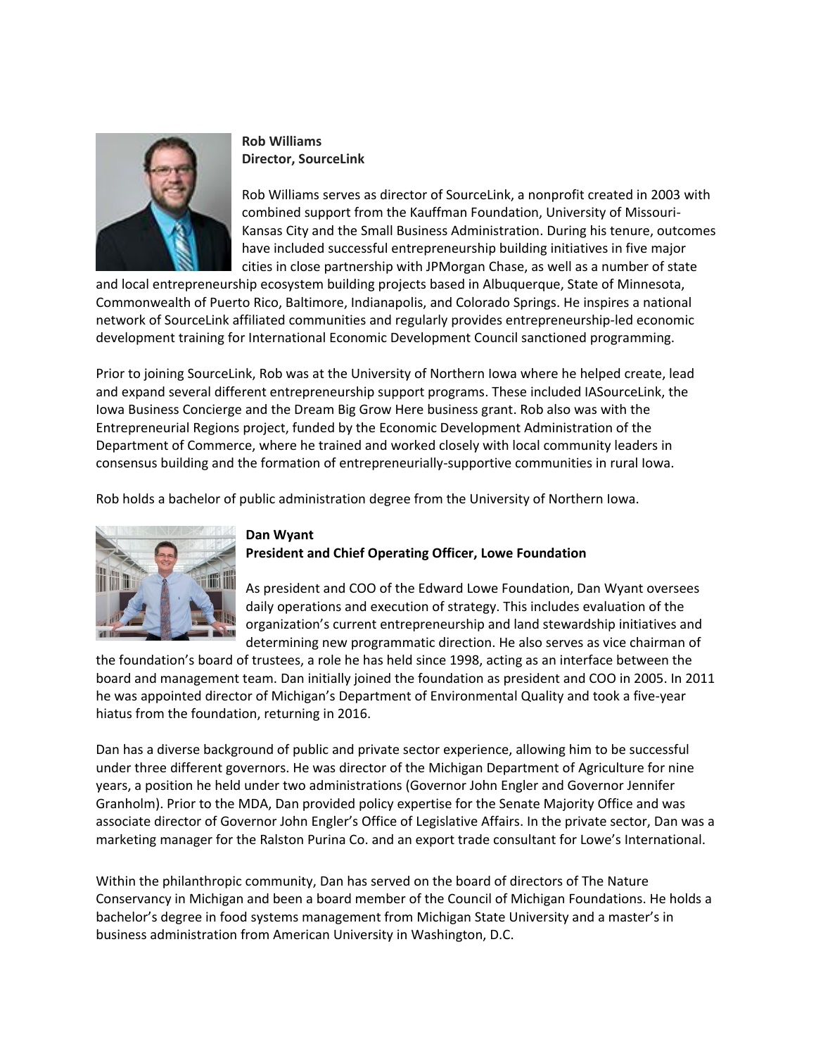**Rob Williams**
**Director, SourceLink**

Rob Williams serves as director of SourceLink, a nonprofit created in 2003 with combined support from the Kauffman Foundation, University of Missouri-Kansas City and the Small Business Administration. During his tenure, outcomes have included successful entrepreneurship building initiatives in five major cities in close partnership with JPMorgan Chase, as well as a number of state and local entrepreneurship ecosystem building projects based in Albuquerque, State of Minnesota, Commonwealth of Puerto Rico, Baltimore, Indianapolis, and Colorado Springs. He inspires a national network of SourceLink affiliated communities and regularly provides entrepreneurship-led economic development training for International Economic Development Council sanctioned programming.

Prior to joining SourceLink, Rob was at the University of Northern Iowa where he helped create, lead and expand several different entrepreneurship support programs. These included IASourceLink, the Iowa Business Concierge and the Dream Big Grow Here business grant. Rob also was with the Entrepreneurial Regions project, funded by the Economic Development Administration of the Department of Commerce, where he trained and worked closely with local community leaders in consensus building and the formation of entrepreneurially-supportive communities in rural Iowa.

Rob holds a bachelor of public administration degree from the University of Northern Iowa.

**Dan Wyant**
**President and Chief Operating Officer, Lowe Foundation**

As president and COO of the Edward Lowe Foundation, Dan Wyant oversees daily operations and execution of strategy. This includes evaluation of the organization's current entrepreneurship and land stewardship initiatives and determining new programmatic direction. He also serves as vice chairman of the foundation's board of trustees, a role he has held since 1998, acting as an interface between the board and management team. Dan initially joined the foundation as president and COO in 2005. In 2011 he was appointed director of Michigan's Department of Environmental Quality and took a five-year hiatus from the foundation, returning in 2016.

Dan has a diverse background of public and private sector experience, allowing him to be successful under three different governors. He was director of the Michigan Department of Agriculture for nine years, a position he held under two administrations (Governor John Engler and Governor Jennifer Granholm). Prior to the MDA, Dan provided policy expertise for the Senate Majority Office and was associate director of Governor John Engler's Office of Legislative Affairs. In the private sector, Dan was a marketing manager for the Ralston Purina Co. and an export trade consultant for Lowe's International.

Within the philanthropic community, Dan has served on the board of directors of The Nature Conservancy in Michigan and been a board member of the Council of Michigan Foundations. He holds a bachelor's degree in food systems management from Michigan State University and a master's in business administration from American University in Washington, D.C.